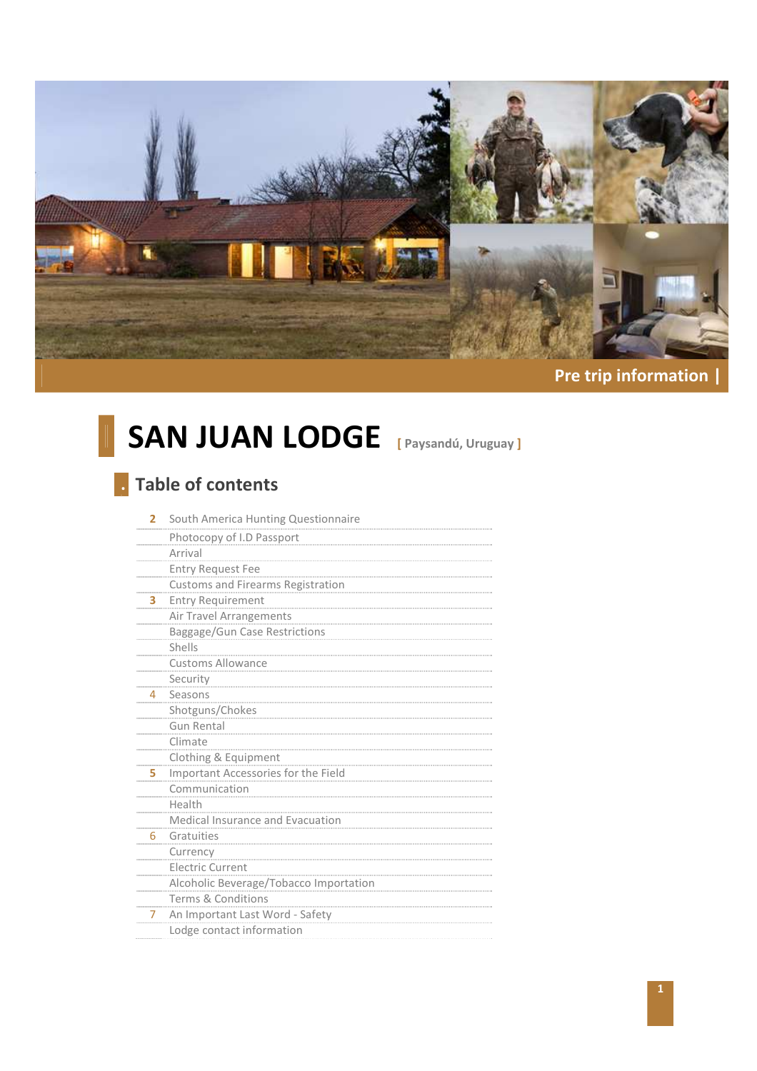Pre trip information |

# SAN JUAN LODGE [ Paysandú, Uruguay ]

## Table of contents

| Page | Section |
|---|---|
| 2 | South America Hunting Questionnaire |
| | Photocopy of I.D Passport |
| | Arrival |
| | Entry Request Fee |
| | Customs and Firearms Registration |
| 3 | Entry Requirement |
| | Air Travel Arrangements |
| | Baggage/Gun Case Restrictions |
| | Shells |
| | Customs Allowance |
| | Security |
| 4 | Seasons |
| | Shotguns/Chokes |
| | Gun Rental |
| | Climate |
| | Clothing & Equipment |
| 5 | Important Accessories for the Field |
| | Communication |
| | Health |
| | Medical Insurance and Evacuation |
| 6 | Gratuities |
| | Currency |
| | Electric Current |
| | Alcoholic Beverage/Tobacco Importation |
| | Terms & Conditions |
| 7 | An Important Last Word - Safety |
| | Lodge contact information |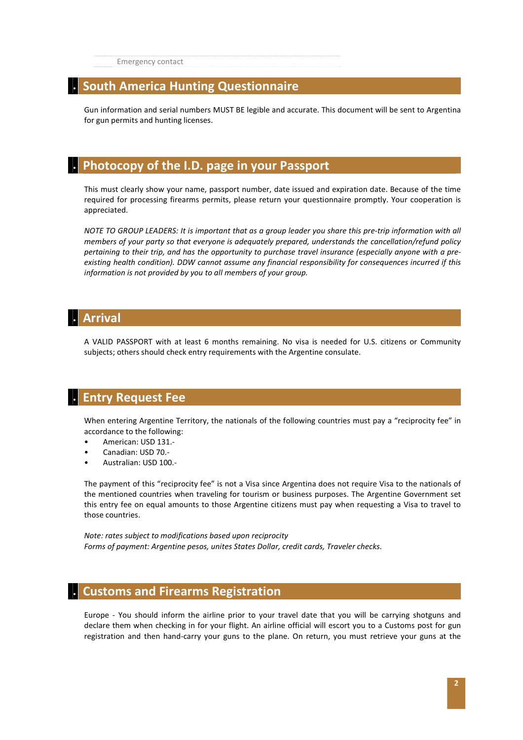Emergency contact

## South America Hunting Questionnaire

Gun information and serial numbers MUST BE legible and accurate. This document will be sent to Argentina for gun permits and hunting licenses.

## Photocopy of the I.D. page in your Passport

This must clearly show your name, passport number, date issued and expiration date. Because of the time required for processing firearms permits, please return your questionnaire promptly. Your cooperation is appreciated.

*NOTE TO GROUP LEADERS: It is important that as a group leader you share this pre-trip information with all members of your party so that everyone is adequately prepared, understands the cancellation/refund policy pertaining to their trip, and has the opportunity to purchase travel insurance (especially anyone with a pre-existing health condition). DDW cannot assume any financial responsibility for consequences incurred if this information is not provided by you to all members of your group.*

## Arrival

A VALID PASSPORT with at least 6 months remaining. No visa is needed for U.S. citizens or Community subjects; others should check entry requirements with the Argentine consulate.

## Entry Request Fee

When entering Argentine Territory, the nationals of the following countries must pay a "reciprocity fee" in accordance to the following:

- American: USD 131.-
- Canadian: USD 70.-
- Australian: USD 100.-

The payment of this "reciprocity fee" is not a Visa since Argentina does not require Visa to the nationals of the mentioned countries when traveling for tourism or business purposes. The Argentine Government set this entry fee on equal amounts to those Argentine citizens must pay when requesting a Visa to travel to those countries.

*Note: rates subject to modifications based upon reciprocity*
*Forms of payment: Argentine pesos, unites States Dollar, credit cards, Traveler checks.*

## Customs and Firearms Registration

Europe - You should inform the airline prior to your travel date that you will be carrying shotguns and declare them when checking in for your flight. An airline official will escort you to a Customs post for gun registration and then hand-carry your guns to the plane. On return, you must retrieve your guns at the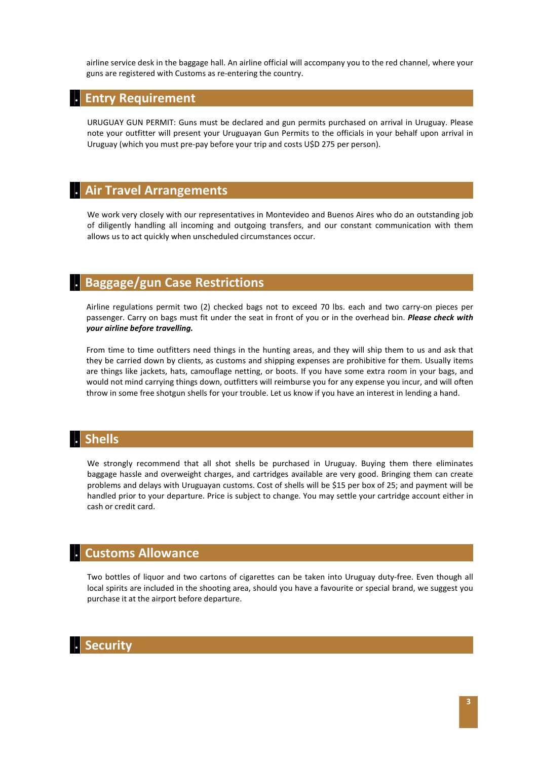airline service desk in the baggage hall. An airline official will accompany you to the red channel, where your guns are registered with Customs as re-entering the country.

## Entry Requirement

URUGUAY GUN PERMIT: Guns must be declared and gun permits purchased on arrival in Uruguay. Please note your outfitter will present your Uruguayan Gun Permits to the officials in your behalf upon arrival in Uruguay (which you must pre-pay before your trip and costs U$D 275 per person).

## Air Travel Arrangements

We work very closely with our representatives in Montevideo and Buenos Aires who do an outstanding job of diligently handling all incoming and outgoing transfers, and our constant communication with them allows us to act quickly when unscheduled circumstances occur.

## Baggage/gun Case Restrictions

Airline regulations permit two (2) checked bags not to exceed 70 lbs. each and two carry-on pieces per passenger. Carry on bags must fit under the seat in front of you or in the overhead bin. ***Please check with your airline before travelling.***

From time to time outfitters need things in the hunting areas, and they will ship them to us and ask that they be carried down by clients, as customs and shipping expenses are prohibitive for them. Usually items are things like jackets, hats, camouflage netting, or boots. If you have some extra room in your bags, and would not mind carrying things down, outfitters will reimburse you for any expense you incur, and will often throw in some free shotgun shells for your trouble. Let us know if you have an interest in lending a hand.

## Shells

We strongly recommend that all shot shells be purchased in Uruguay. Buying them there eliminates baggage hassle and overweight charges, and cartridges available are very good. Bringing them can create problems and delays with Uruguayan customs. Cost of shells will be $15 per box of 25; and payment will be handled prior to your departure. Price is subject to change. You may settle your cartridge account either in cash or credit card.

## Customs Allowance

Two bottles of liquor and two cartons of cigarettes can be taken into Uruguay duty-free. Even though all local spirits are included in the shooting area, should you have a favourite or special brand, we suggest you purchase it at the airport before departure.

## Security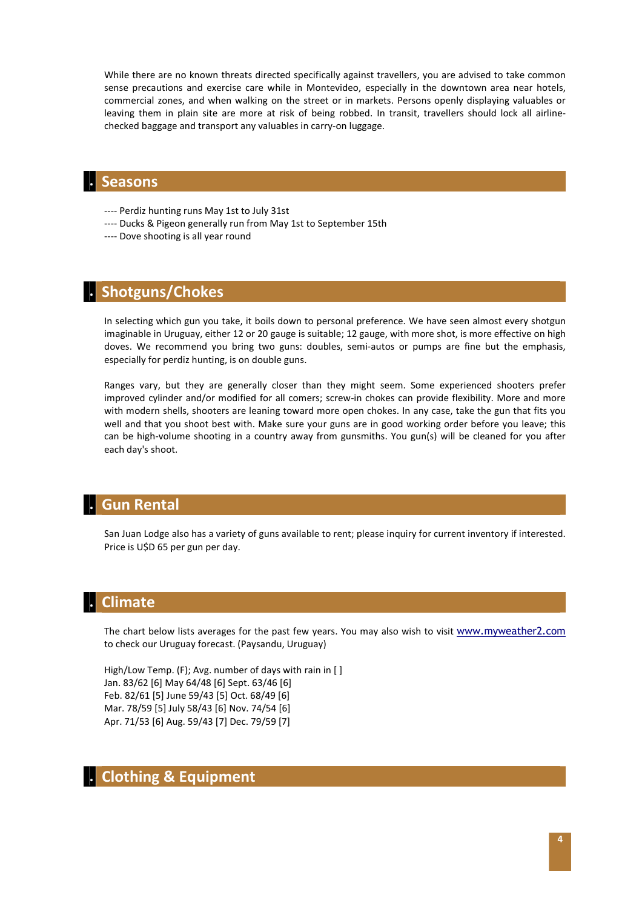While there are no known threats directed specifically against travellers, you are advised to take common sense precautions and exercise care while in Montevideo, especially in the downtown area near hotels, commercial zones, and when walking on the street or in markets. Persons openly displaying valuables or leaving them in plain site are more at risk of being robbed. In transit, travellers should lock all airline-checked baggage and transport any valuables in carry-on luggage.

## Seasons

---- Perdiz hunting runs May 1st to July 31st
---- Ducks & Pigeon generally run from May 1st to September 15th
---- Dove shooting is all year round

## Shotguns/Chokes

In selecting which gun you take, it boils down to personal preference. We have seen almost every shotgun imaginable in Uruguay, either 12 or 20 gauge is suitable; 12 gauge, with more shot, is more effective on high doves. We recommend you bring two guns: doubles, semi-autos or pumps are fine but the emphasis, especially for perdiz hunting, is on double guns.

Ranges vary, but they are generally closer than they might seem. Some experienced shooters prefer improved cylinder and/or modified for all comers; screw-in chokes can provide flexibility. More and more with modern shells, shooters are leaning toward more open chokes. In any case, take the gun that fits you well and that you shoot best with. Make sure your guns are in good working order before you leave; this can be high-volume shooting in a country away from gunsmiths. You gun(s) will be cleaned for you after each day's shoot.

## Gun Rental

San Juan Lodge also has a variety of guns available to rent; please inquiry for current inventory if interested. Price is U$D 65 per gun per day.

## Climate

The chart below lists averages for the past few years. You may also wish to visit www.myweather2.com to check our Uruguay forecast. (Paysandu, Uruguay)

High/Low Temp. (F); Avg. number of days with rain in [ ]
Jan. 83/62 [6] May 64/48 [6] Sept. 63/46 [6]
Feb. 82/61 [5] June 59/43 [5] Oct. 68/49 [6]
Mar. 78/59 [5] July 58/43 [6] Nov. 74/54 [6]
Apr. 71/53 [6] Aug. 59/43 [7] Dec. 79/59 [7]

## Clothing & Equipment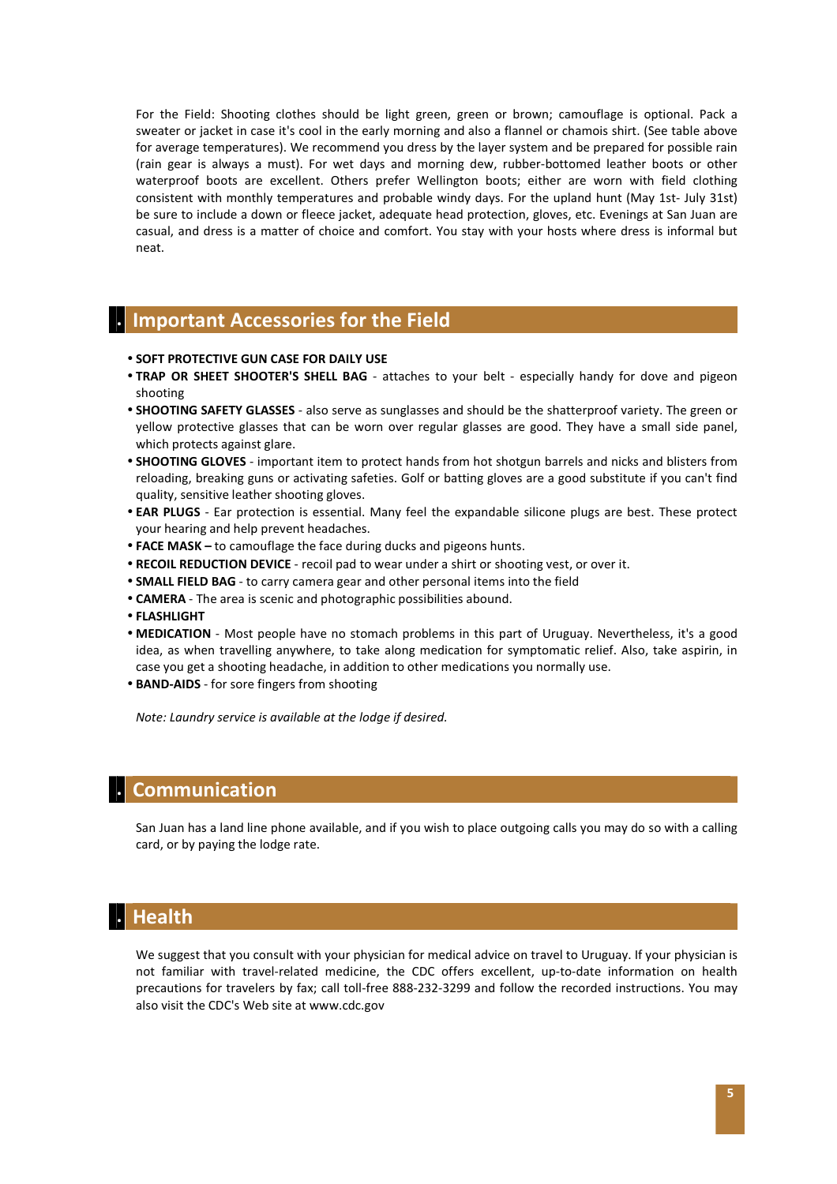For the Field: Shooting clothes should be light green, green or brown; camouflage is optional. Pack a sweater or jacket in case it's cool in the early morning and also a flannel or chamois shirt. (See table above for average temperatures). We recommend you dress by the layer system and be prepared for possible rain (rain gear is always a must). For wet days and morning dew, rubber-bottomed leather boots or other waterproof boots are excellent. Others prefer Wellington boots; either are worn with field clothing consistent with monthly temperatures and probable windy days. For the upland hunt (May 1st- July 31st) be sure to include a down or fleece jacket, adequate head protection, gloves, etc. Evenings at San Juan are casual, and dress is a matter of choice and comfort. You stay with your hosts where dress is informal but neat.

## Important Accessories for the Field

- **SOFT PROTECTIVE GUN CASE FOR DAILY USE**
- **TRAP OR SHEET SHOOTER'S SHELL BAG** - attaches to your belt - especially handy for dove and pigeon shooting
- **SHOOTING SAFETY GLASSES** - also serve as sunglasses and should be the shatterproof variety. The green or yellow protective glasses that can be worn over regular glasses are good. They have a small side panel, which protects against glare.
- **SHOOTING GLOVES** - important item to protect hands from hot shotgun barrels and nicks and blisters from reloading, breaking guns or activating safeties. Golf or batting gloves are a good substitute if you can't find quality, sensitive leather shooting gloves.
- **EAR PLUGS** - Ear protection is essential. Many feel the expandable silicone plugs are best. These protect your hearing and help prevent headaches.
- **FACE MASK –** to camouflage the face during ducks and pigeons hunts.
- **RECOIL REDUCTION DEVICE** - recoil pad to wear under a shirt or shooting vest, or over it.
- **SMALL FIELD BAG** - to carry camera gear and other personal items into the field
- **CAMERA** - The area is scenic and photographic possibilities abound.
- **FLASHLIGHT**
- **MEDICATION** - Most people have no stomach problems in this part of Uruguay. Nevertheless, it's a good idea, as when travelling anywhere, to take along medication for symptomatic relief. Also, take aspirin, in case you get a shooting headache, in addition to other medications you normally use.
- **BAND-AIDS** - for sore fingers from shooting

*Note: Laundry service is available at the lodge if desired.*

## Communication

San Juan has a land line phone available, and if you wish to place outgoing calls you may do so with a calling card, or by paying the lodge rate.

## Health

We suggest that you consult with your physician for medical advice on travel to Uruguay. If your physician is not familiar with travel-related medicine, the CDC offers excellent, up-to-date information on health precautions for travelers by fax; call toll-free 888-232-3299 and follow the recorded instructions. You may also visit the CDC's Web site at www.cdc.gov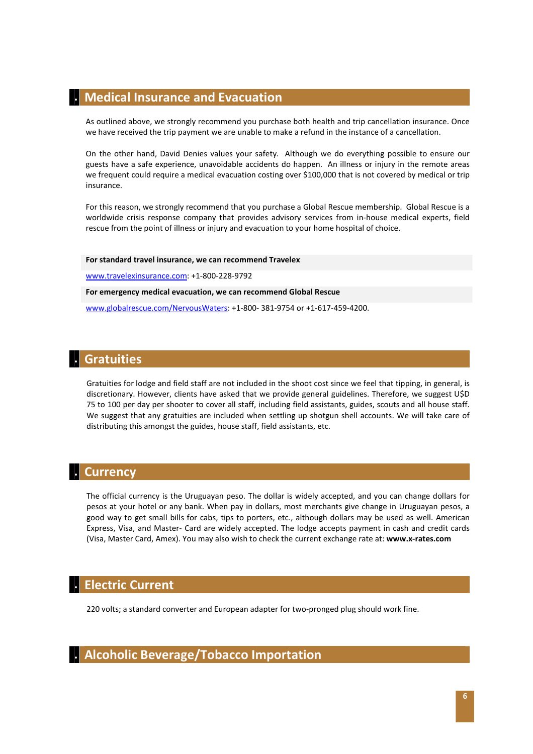## Medical Insurance and Evacuation

As outlined above, we strongly recommend you purchase both health and trip cancellation insurance. Once we have received the trip payment we are unable to make a refund in the instance of a cancellation.

On the other hand, David Denies values your safety. Although we do everything possible to ensure our guests have a safe experience, unavoidable accidents do happen. An illness or injury in the remote areas we frequent could require a medical evacuation costing over $100,000 that is not covered by medical or trip insurance.

For this reason, we strongly recommend that you purchase a Global Rescue membership. Global Rescue is a worldwide crisis response company that provides advisory services from in-house medical experts, field rescue from the point of illness or injury and evacuation to your home hospital of choice.

**For standard travel insurance, we can recommend Travelex**

www.travelexinsurance.com: +1-800-228-9792

**For emergency medical evacuation, we can recommend Global Rescue**

www.globalrescue.com/NervousWaters: +1-800- 381-9754 or +1-617-459-4200.

## Gratuities

Gratuities for lodge and field staff are not included in the shoot cost since we feel that tipping, in general, is discretionary. However, clients have asked that we provide general guidelines. Therefore, we suggest U$D 75 to 100 per day per shooter to cover all staff, including field assistants, guides, scouts and all house staff. We suggest that any gratuities are included when settling up shotgun shell accounts. We will take care of distributing this amongst the guides, house staff, field assistants, etc.

## Currency

The official currency is the Uruguayan peso. The dollar is widely accepted, and you can change dollars for pesos at your hotel or any bank. When pay in dollars, most merchants give change in Uruguayan pesos, a good way to get small bills for cabs, tips to porters, etc., although dollars may be used as well. American Express, Visa, and Master- Card are widely accepted. The lodge accepts payment in cash and credit cards (Visa, Master Card, Amex). You may also wish to check the current exchange rate at: **www.x-rates.com**

## Electric Current

220 volts; a standard converter and European adapter for two-pronged plug should work fine.

## Alcoholic Beverage/Tobacco Importation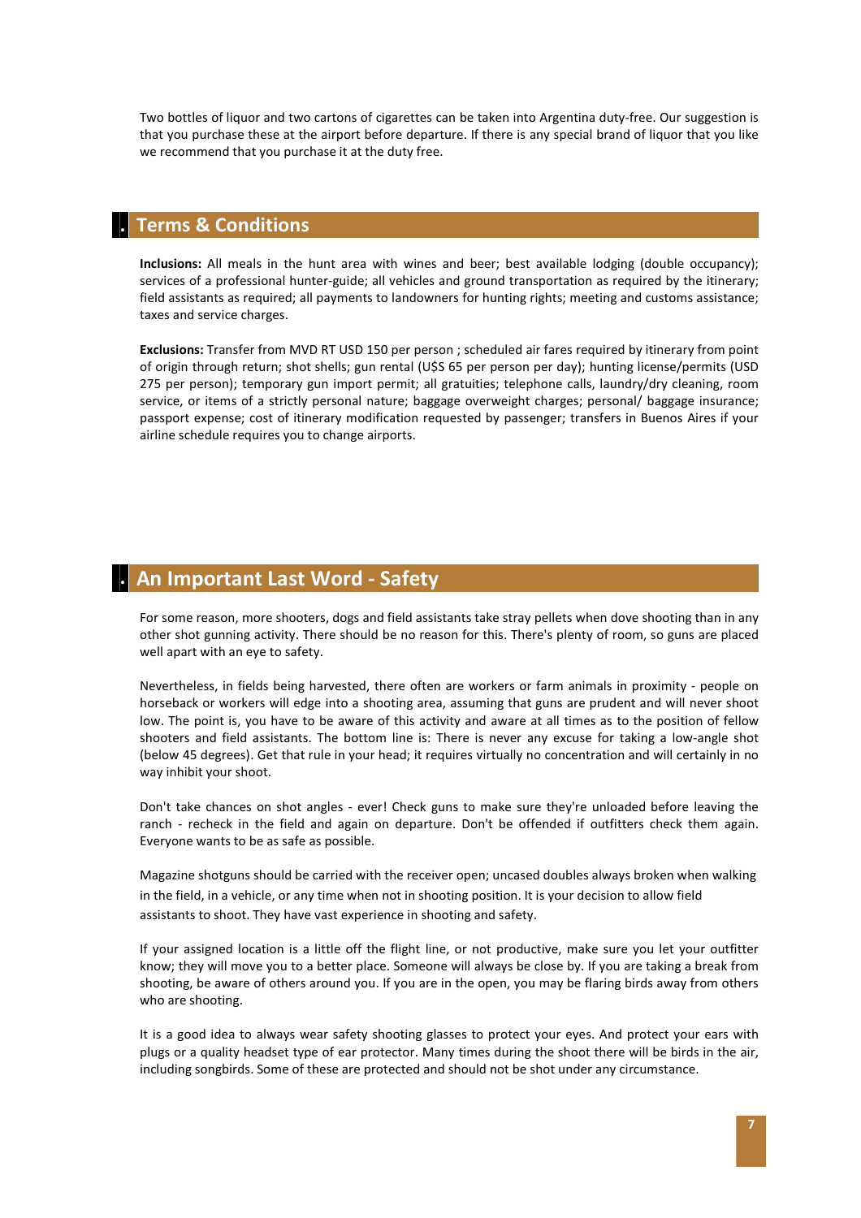Two bottles of liquor and two cartons of cigarettes can be taken into Argentina duty-free. Our suggestion is that you purchase these at the airport before departure. If there is any special brand of liquor that you like we recommend that you purchase it at the duty free.

## Terms & Conditions

**Inclusions:** All meals in the hunt area with wines and beer; best available lodging (double occupancy); services of a professional hunter-guide; all vehicles and ground transportation as required by the itinerary; field assistants as required; all payments to landowners for hunting rights; meeting and customs assistance; taxes and service charges.

**Exclusions:** Transfer from MVD RT USD 150 per person ; scheduled air fares required by itinerary from point of origin through return; shot shells; gun rental (U$S 65 per person per day); hunting license/permits (USD 275 per person); temporary gun import permit; all gratuities; telephone calls, laundry/dry cleaning, room service, or items of a strictly personal nature; baggage overweight charges; personal/ baggage insurance; passport expense; cost of itinerary modification requested by passenger; transfers in Buenos Aires if your airline schedule requires you to change airports.

## An Important Last Word - Safety

For some reason, more shooters, dogs and field assistants take stray pellets when dove shooting than in any other shot gunning activity. There should be no reason for this. There's plenty of room, so guns are placed well apart with an eye to safety.

Nevertheless, in fields being harvested, there often are workers or farm animals in proximity - people on horseback or workers will edge into a shooting area, assuming that guns are prudent and will never shoot low. The point is, you have to be aware of this activity and aware at all times as to the position of fellow shooters and field assistants. The bottom line is: There is never any excuse for taking a low-angle shot (below 45 degrees). Get that rule in your head; it requires virtually no concentration and will certainly in no way inhibit your shoot.

Don't take chances on shot angles - ever! Check guns to make sure they're unloaded before leaving the ranch - recheck in the field and again on departure. Don't be offended if outfitters check them again. Everyone wants to be as safe as possible.

Magazine shotguns should be carried with the receiver open; uncased doubles always broken when walking in the field, in a vehicle, or any time when not in shooting position. It is your decision to allow field assistants to shoot. They have vast experience in shooting and safety.

If your assigned location is a little off the flight line, or not productive, make sure you let your outfitter know; they will move you to a better place. Someone will always be close by. If you are taking a break from shooting, be aware of others around you. If you are in the open, you may be flaring birds away from others who are shooting.

It is a good idea to always wear safety shooting glasses to protect your eyes. And protect your ears with plugs or a quality headset type of ear protector. Many times during the shoot there will be birds in the air, including songbirds. Some of these are protected and should not be shot under any circumstance.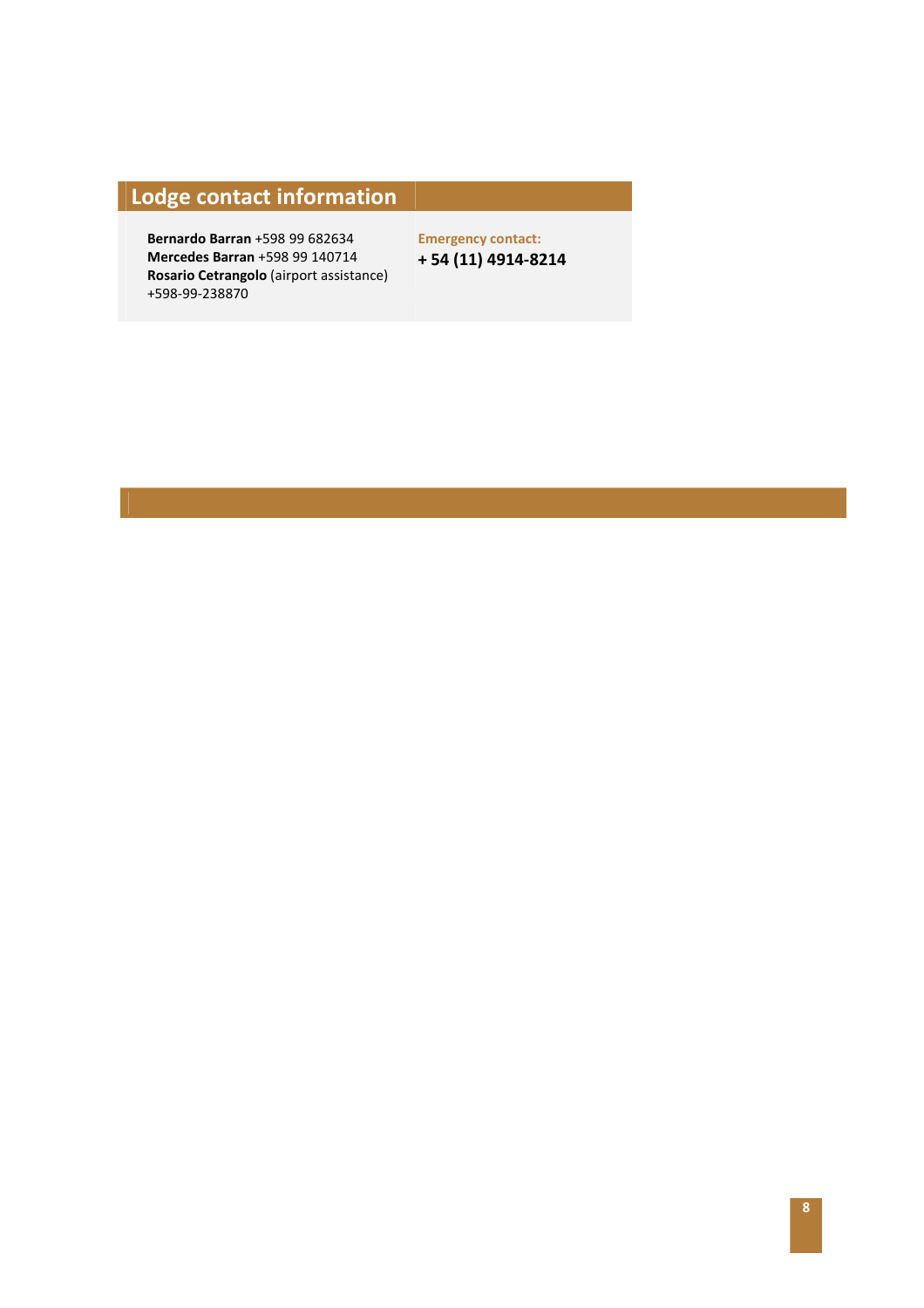## Lodge contact information

**Bernardo Barran** +598 99 682634
**Mercedes Barran** +598 99 140714
**Rosario Cetrangolo** (airport assistance) +598-99-238870

**Emergency contact:**
**+ 54 (11) 4914-8214**